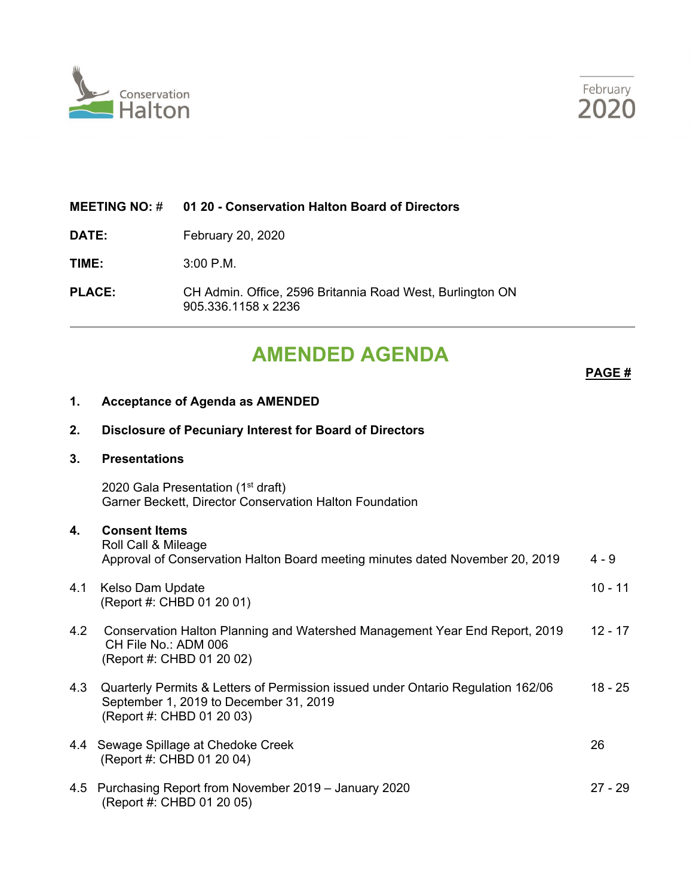Conservation Halton

February 2020

**MEETING NO: #** **01 20 - Conservation Halton Board of Directors**

**DATE:** February 20, 2020

**TIME:** 3:00 P.M.

**PLACE:** CH Admin. Office, 2596 Britannia Road West, Burlington ON
905.336.1158 x 2236

# AMENDED AGENDA

| | | **PAGE #** |
|---|---|---|
| **1.** | **Acceptance of Agenda as AMENDED** | |
| **2.** | **Disclosure of Pecuniary Interest for Board of Directors** | |
| **3.** | **Presentations**<br><br>2020 Gala Presentation (1st draft)<br>Garner Beckett, Director Conservation Halton Foundation | |
| **4.** | **Consent Items**<br>Roll Call & Mileage<br>Approval of Conservation Halton Board meeting minutes dated November 20, 2019 | 4 - 9 |
| 4.1 | Kelso Dam Update<br>(Report #: CHBD 01 20 01) | 10 - 11 |
| 4.2 | Conservation Halton Planning and Watershed Management Year End Report, 2019<br>CH File No.: ADM 006<br>(Report #: CHBD 01 20 02) | 12 - 17 |
| 4.3 | Quarterly Permits & Letters of Permission issued under Ontario Regulation 162/06<br>September 1, 2019 to December 31, 2019<br>(Report #: CHBD 01 20 03) | 18 - 25 |
| 4.4 | Sewage Spillage at Chedoke Creek<br>(Report #: CHBD 01 20 04) | 26 |
| 4.5 | Purchasing Report from November 2019 – January 2020<br>(Report #: CHBD 01 20 05) | 27 - 29 |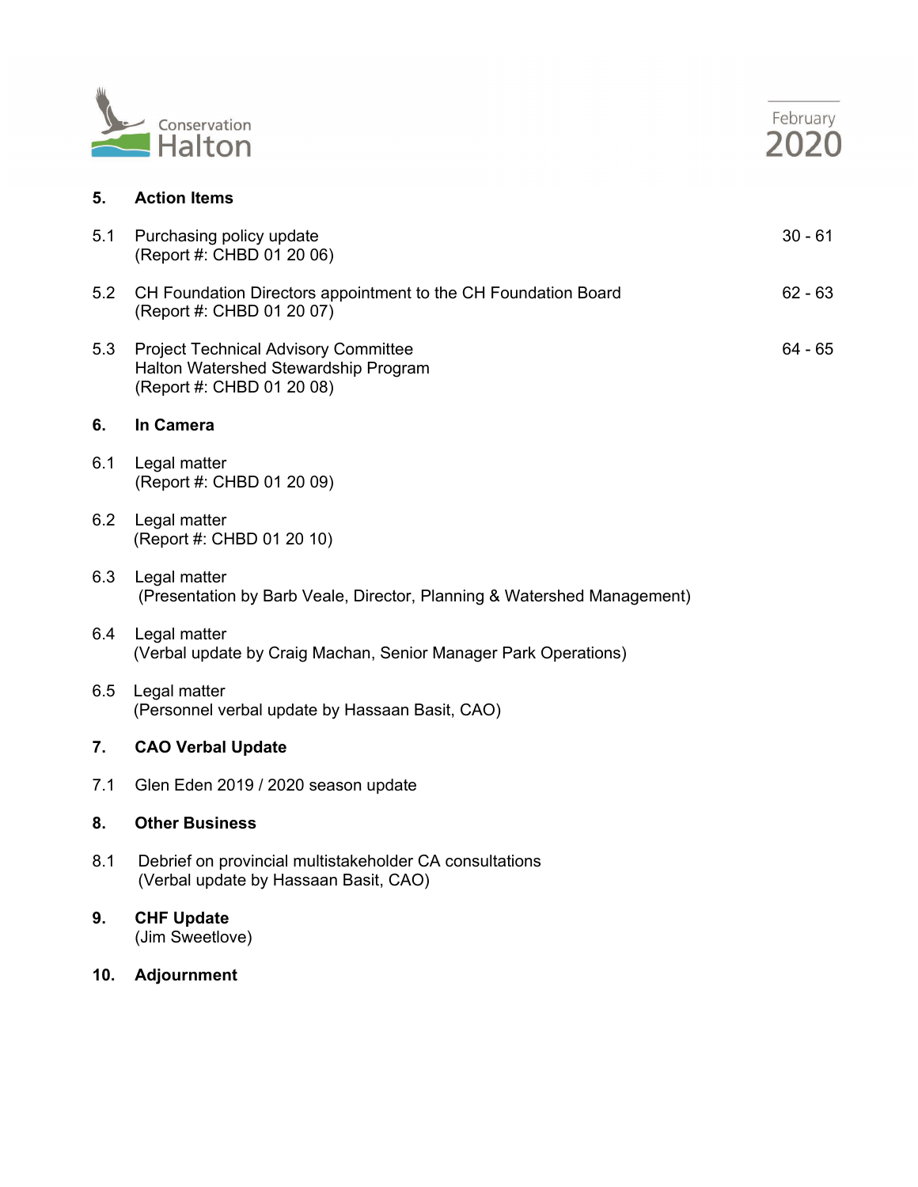## 5. Action Items

5.1 Purchasing policy update (Report #: CHBD 01 20 06) — 30 - 61

5.2 CH Foundation Directors appointment to the CH Foundation Board (Report #: CHBD 01 20 07) — 62 - 63

5.3 Project Technical Advisory Committee Halton Watershed Stewardship Program (Report #: CHBD 01 20 08) — 64 - 65

## 6. In Camera

6.1 Legal matter
(Report #: CHBD 01 20 09)

6.2 Legal matter
(Report #: CHBD 01 20 10)

6.3 Legal matter
(Presentation by Barb Veale, Director, Planning & Watershed Management)

6.4 Legal matter
(Verbal update by Craig Machan, Senior Manager Park Operations)

6.5 Legal matter
(Personnel verbal update by Hassaan Basit, CAO)

## 7. CAO Verbal Update

7.1 Glen Eden 2019 / 2020 season update

## 8. Other Business

8.1 Debrief on provincial multistakeholder CA consultations
(Verbal update by Hassaan Basit, CAO)

## 9. CHF Update

(Jim Sweetlove)

## 10. Adjournment